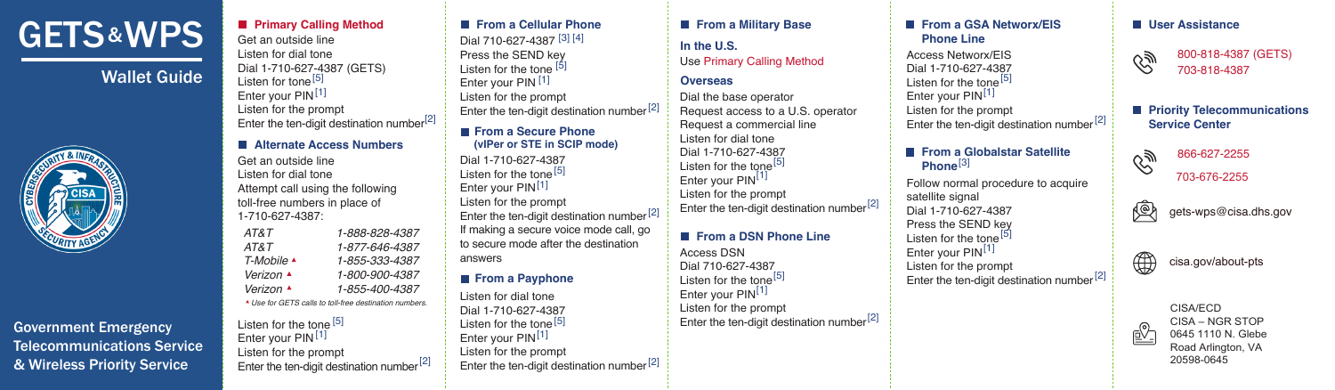# GETS & WPS

## Wallet Guide

Government Emergency Telecommunications Service & Wireless Priority Service

### Primary Calling Method

Get an outside line
Listen for dial tone
Dial 1-710-627-4387 (GETS)
Listen for tone[5]
Enter your PIN[1]
Listen for the prompt
Enter the ten-digit destination number[2]

### Alternate Access Numbers

Get an outside line
Listen for dial tone
Attempt call using the following toll-free numbers in place of 1-710-627-4387:

| | |
|---|---|
| *AT&T* | *1-888-828-4387* |
| *AT&T* | *1-877-646-4387* |
| *T-Mobile* ▲ | *1-855-333-4387* |
| *Verizon* ▲ | *1-800-900-4387* |
| *Verizon* ▲ | *1-855-400-4387* |

*▲ Use for GETS calls to toll-free destination numbers.*

Listen for the tone[5]
Enter your PIN[1]
Listen for the prompt
Enter the ten-digit destination number[2]

### From a Cellular Phone

Dial 710-627-4387 [3] [4]
Press the SEND key
Listen for the tone [5]
Enter your PIN [1]
Listen for the prompt
Enter the ten-digit destination number[2]

### From a Secure Phone (vIPer or STE in SCIP mode)

Dial 1-710-627-4387
Listen for the tone[5]
Enter your PIN[1]
Listen for the prompt
Enter the ten-digit destination number[2]
If making a secure voice mode call, go to secure mode after the destination answers

### From a Payphone

Listen for dial tone
Dial 1-710-627-4387
Listen for the tone[5]
Enter your PIN[1]
Listen for the prompt
Enter the ten-digit destination number[2]

### From a Military Base

**In the U.S.**
Use Primary Calling Method

**Overseas**
Dial the base operator
Request access to a U.S. operator
Request a commercial line
Listen for dial tone
Dial 1-710-627-4387
Listen for the tone[5]
Enter your PIN[1]
Listen for the prompt
Enter the ten-digit destination number[2]

### From a DSN Phone Line

Access DSN
Dial 710-627-4387
Listen for the tone[5]
Enter your PIN[1]
Listen for the prompt
Enter the ten-digit destination number[2]

### From a GSA Networx/EIS Phone Line

Access Networx/EIS
Dial 1-710-627-4387
Listen for the tone[5]
Enter your PIN[1]
Listen for the prompt
Enter the ten-digit destination number[2]

### From a Globalstar Satellite Phone[3]

Follow normal procedure to acquire satellite signal
Dial 1-710-627-4387
Press the SEND key
Listen for the tone[5]
Enter your PIN[1]
Listen for the prompt
Enter the ten-digit destination number[2]

### User Assistance

800-818-4387 (GETS)
703-818-4387

### Priority Telecommunications Service Center

866-627-2255
703-676-2255

gets-wps@cisa.dhs.gov

cisa.gov/about-pts

CISA/ECD
CISA – NGR STOP
0645 1110 N. Glebe
Road Arlington, VA
20598-0645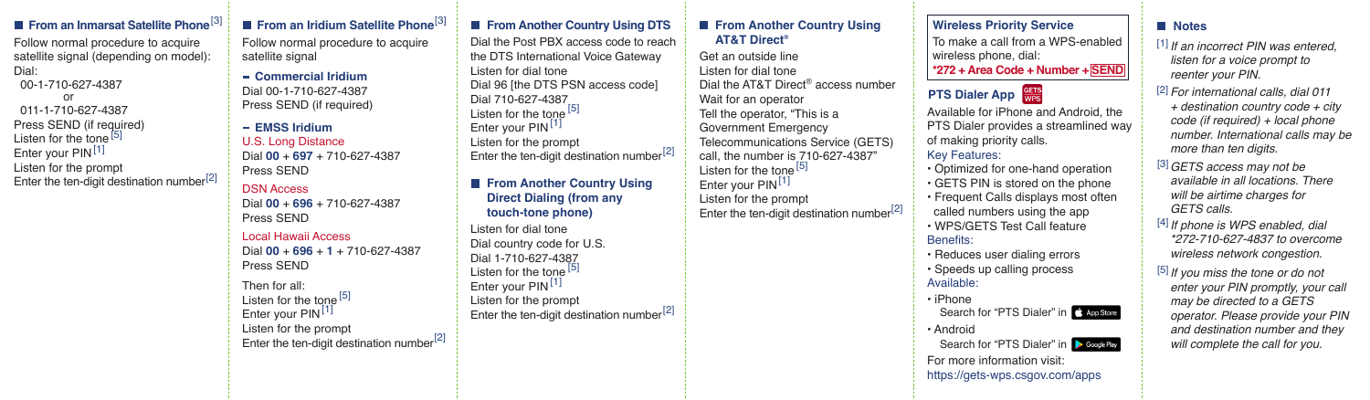## From an Inmarsat Satellite Phone[3]

Follow normal procedure to acquire satellite signal (depending on model):

Dial:

00-1-710-627-4387

or

011-1-710-627-4387

Press SEND (if required)

Listen for the tone[5]

Enter your PIN[1]

Listen for the prompt

Enter the ten-digit destination number[2]

## From an Iridium Satellite Phone[3]

Follow normal procedure to acquire satellite signal

### – Commercial Iridium

Dial 00-1-710-627-4387

Press SEND (if required)

### – EMSS Iridium

U.S. Long Distance

Dial **00** + **697** + 710-627-4387

Press SEND

DSN Access

Dial **00** + **696** + 710-627-4387

Press SEND

Local Hawaii Access

Dial **00** + **696** + **1** + 710-627-4387

Press SEND

Then for all:

Listen for the tone[5]

Enter your PIN[1]

Listen for the prompt

Enter the ten-digit destination number[2]

## From Another Country Using DTS

Dial the Post PBX access code to reach the DTS International Voice Gateway

Listen for dial tone

Dial 96 [the DTS PSN access code]

Dial 710-627-4387

Listen for the tone[5]

Enter your PIN[1]

Listen for the prompt

Enter the ten-digit destination number[2]

## From Another Country Using Direct Dialing (from any touch-tone phone)

Listen for dial tone

Dial country code for U.S.

Dial 1-710-627-4387

Listen for the tone[5]

Enter your PIN[1]

Listen for the prompt

Enter the ten-digit destination number[2]

## From Another Country Using AT&T Direct®

Get an outside line

Listen for dial tone

Dial the AT&T Direct® access number

Wait for an operator

Tell the operator, "This is a Government Emergency Telecommunications Service (GETS) call, the number is 710-627-4387"

Listen for the tone[5]

Enter your PIN[1]

Listen for the prompt

Enter the ten-digit destination number[2]

## Wireless Priority Service

To make a call from a WPS-enabled wireless phone, dial:

**\*272 + Area Code + Number + SEND**

## PTS Dialer App

Available for iPhone and Android, the PTS Dialer provides a streamlined way of making priority calls.

Key Features:

- Optimized for one-hand operation
- GETS PIN is stored on the phone
- Frequent Calls displays most often called numbers using the app
- WPS/GETS Test Call feature

Benefits:

- Reduces user dialing errors
- Speeds up calling process

Available:

- iPhone
  Search for "PTS Dialer" in App Store
- Android
  Search for "PTS Dialer" in Google Play

For more information visit:
https://gets-wps.csgov.com/apps

## Notes

[1] *If an incorrect PIN was entered, listen for a voice prompt to reenter your PIN.*

[2] *For international calls, dial 011 + destination country code + city code (if required) + local phone number. International calls may be more than ten digits.*

[3] *GETS access may not be available in all locations. There will be airtime charges for GETS calls.*

[4] *If phone is WPS enabled, dial \*272-710-627-4837 to overcome wireless network congestion.*

[5] *If you miss the tone or do not enter your PIN promptly, your call may be directed to a GETS operator. Please provide your PIN and destination number and they will complete the call for you.*